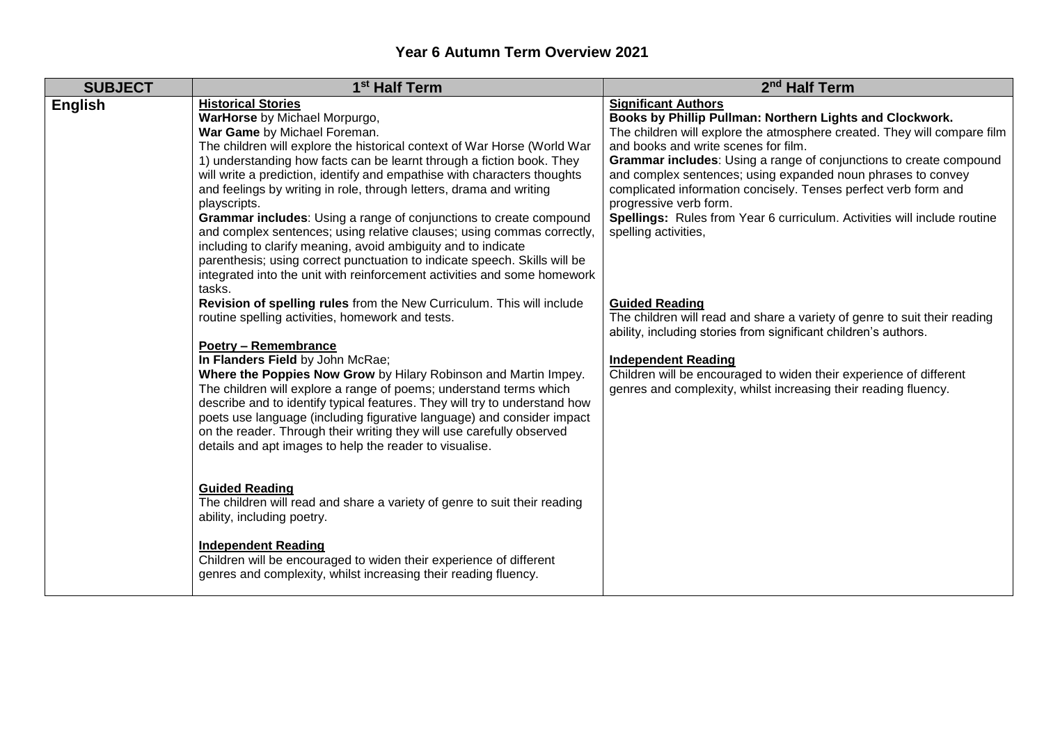# Year 6 Autumn Term Overview 2021

| SUBJECT | 1st Half Term | 2nd Half Term |
|---|---|---|
| **English** | **Historical Stories**<br>**WarHorse** by Michael Morpurgo,<br>**War Game** by Michael Foreman.<br>The children will explore the historical context of War Horse (World War 1) understanding how facts can be learnt through a fiction book. They will write a prediction, identify and empathise with characters thoughts and feelings by writing in role, through letters, drama and writing playscripts.<br>**Grammar includes**: Using a range of conjunctions to create compound and complex sentences; using relative clauses; using commas correctly, including to clarify meaning, avoid ambiguity and to indicate parenthesis; using correct punctuation to indicate speech. Skills will be integrated into the unit with reinforcement activities and some homework tasks.<br>**Revision of spelling rules** from the New Curriculum. This will include routine spelling activities, homework and tests.<br><br>**Poetry – Remembrance**<br>**In Flanders Field** by John McRae;<br>**Where the Poppies Now Grow** by Hilary Robinson and Martin Impey.<br>The children will explore a range of poems; understand terms which describe and to identify typical features. They will try to understand how poets use language (including figurative language) and consider impact on the reader. Through their writing they will use carefully observed details and apt images to help the reader to visualise.<br><br>**Guided Reading**<br>The children will read and share a variety of genre to suit their reading ability, including poetry.<br><br>**Independent Reading**<br>Children will be encouraged to widen their experience of different genres and complexity, whilst increasing their reading fluency. | **Significant Authors**<br>**Books by Phillip Pullman: Northern Lights and Clockwork.**<br>The children will explore the atmosphere created. They will compare film and books and write scenes for film.<br>**Grammar includes**: Using a range of conjunctions to create compound and complex sentences; using expanded noun phrases to convey complicated information concisely. Tenses perfect verb form and progressive verb form.<br>**Spellings:** Rules from Year 6 curriculum. Activities will include routine spelling activities,<br><br>**Guided Reading**<br>The children will read and share a variety of genre to suit their reading ability, including stories from significant children's authors.<br><br>**Independent Reading**<br>Children will be encouraged to widen their experience of different genres and complexity, whilst increasing their reading fluency. |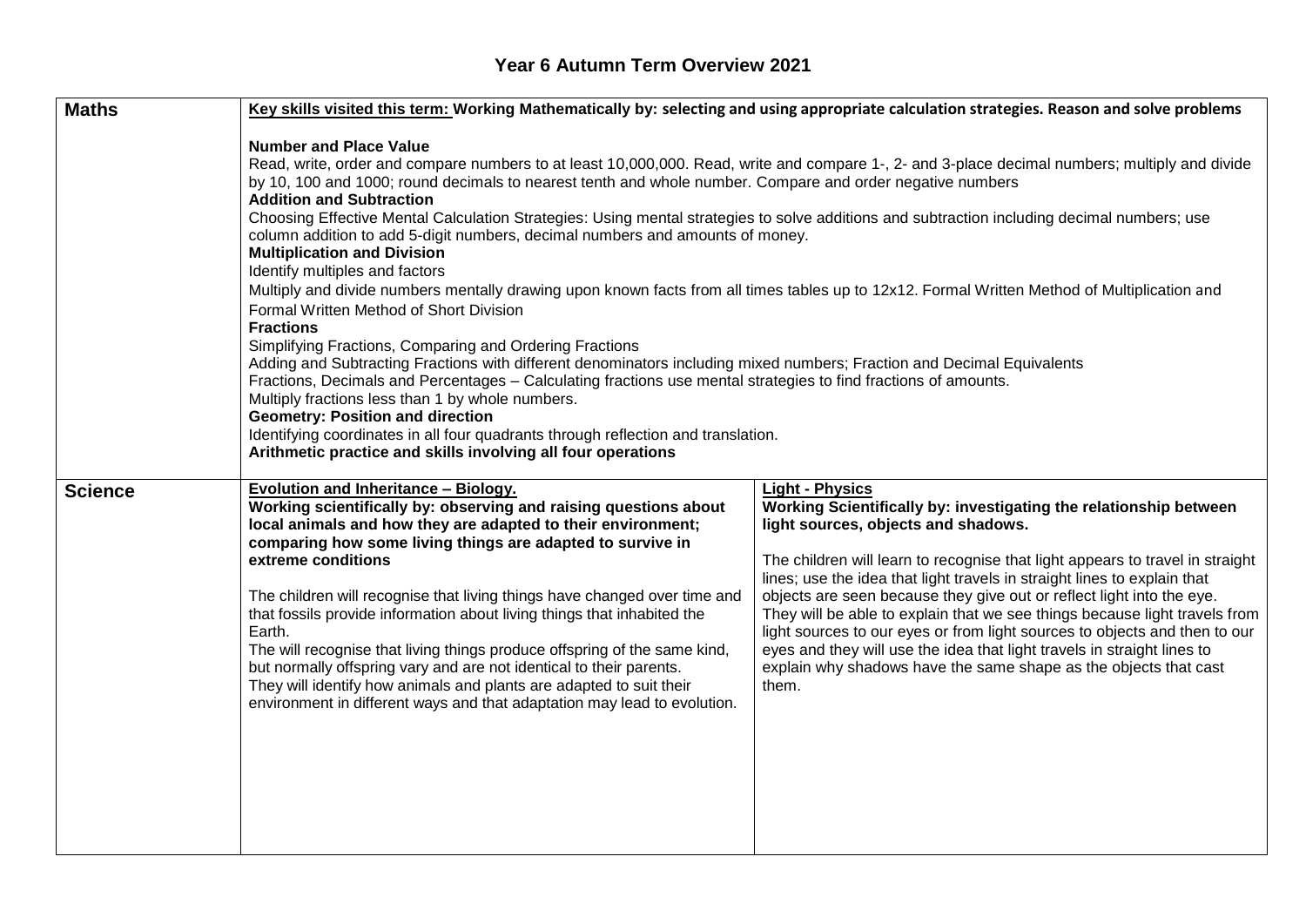# Year 6 Autumn Term Overview 2021

<table>
<tr>
<td><b>Maths</b></td>
<td colspan="2">
<b><u>Key skills visited this term:</u> Working Mathematically by: selecting and using appropriate calculation strategies. Reason and solve problems</b><br><br>
<b>Number and Place Value</b><br>
Read, write, order and compare numbers to at least 10,000,000. Read, write and compare 1-, 2- and 3-place decimal numbers; multiply and divide by 10, 100 and 1000; round decimals to nearest tenth and whole number. Compare and order negative numbers<br>
<b>Addition and Subtraction</b><br>
Choosing Effective Mental Calculation Strategies: Using mental strategies to solve additions and subtraction including decimal numbers; use column addition to add 5-digit numbers, decimal numbers and amounts of money.<br>
<b>Multiplication and Division</b><br>
Identify multiples and factors<br>
Multiply and divide numbers mentally drawing upon known facts from all times tables up to 12x12. Formal Written Method of Multiplication and Formal Written Method of Short Division<br>
<b>Fractions</b><br>
Simplifying Fractions, Comparing and Ordering Fractions<br>
Adding and Subtracting Fractions with different denominators including mixed numbers; Fraction and Decimal Equivalents<br>
Fractions, Decimals and Percentages – Calculating fractions use mental strategies to find fractions of amounts.<br>
Multiply fractions less than 1 by whole numbers.<br>
<b>Geometry: Position and direction</b><br>
Identifying coordinates in all four quadrants through reflection and translation.<br>
<b>Arithmetic practice and skills involving all four operations</b>
</td>
</tr>
<tr>
<td><b>Science</b></td>
<td>
<b><u>Evolution and Inheritance – Biology.</u></b><br>
<b>Working scientifically by: observing and raising questions about local animals and how they are adapted to their environment; comparing how some living things are adapted to survive in extreme conditions</b><br><br>
The children will recognise that living things have changed over time and that fossils provide information about living things that inhabited the Earth.<br>
The will recognise that living things produce offspring of the same kind, but normally offspring vary and are not identical to their parents.<br>
They will identify how animals and plants are adapted to suit their environment in different ways and that adaptation may lead to evolution.
</td>
<td>
<b><u>Light - Physics</u></b><br>
<b>Working Scientifically by: investigating the relationship between light sources, objects and shadows.</b><br><br>
The children will learn to recognise that light appears to travel in straight lines; use the idea that light travels in straight lines to explain that objects are seen because they give out or reflect light into the eye.<br>
They will be able to explain that we see things because light travels from light sources to our eyes or from light sources to objects and then to our eyes and they will use the idea that light travels in straight lines to explain why shadows have the same shape as the objects that cast them.
</td>
</tr>
</table>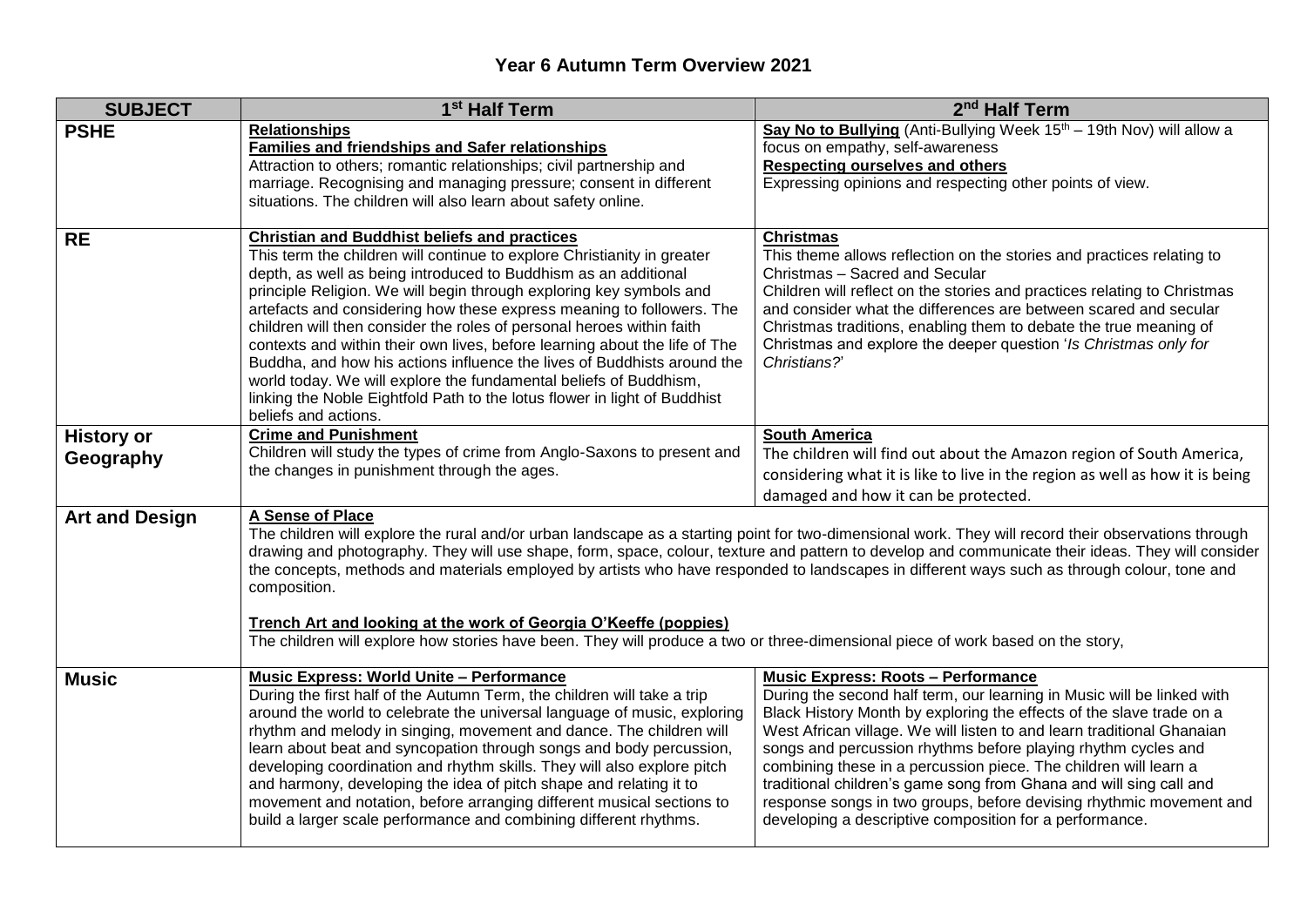# Year 6 Autumn Term Overview 2021

| SUBJECT | 1st Half Term | 2nd Half Term |
|---|---|---|
| **PSHE** | **Relationships**<br>**Families and friendships and Safer relationships**<br>Attraction to others; romantic relationships; civil partnership and marriage. Recognising and managing pressure; consent in different situations. The children will also learn about safety online. | **Say No to Bullying** (Anti-Bullying Week 15th – 19th Nov) will allow a focus on empathy, self-awareness<br>**Respecting ourselves and others**<br>Expressing opinions and respecting other points of view. |
| **RE** | **Christian and Buddhist beliefs and practices**<br>This term the children will continue to explore Christianity in greater depth, as well as being introduced to Buddhism as an additional principle Religion. We will begin through exploring key symbols and artefacts and considering how these express meaning to followers. The children will then consider the roles of personal heroes within faith contexts and within their own lives, before learning about the life of The Buddha, and how his actions influence the lives of Buddhists around the world today. We will explore the fundamental beliefs of Buddhism, linking the Noble Eightfold Path to the lotus flower in light of Buddhist beliefs and actions. | **Christmas**<br>This theme allows reflection on the stories and practices relating to Christmas – Sacred and Secular<br>Children will reflect on the stories and practices relating to Christmas and consider what the differences are between scared and secular Christmas traditions, enabling them to debate the true meaning of Christmas and explore the deeper question '*Is Christmas only for Christians?*' |
| **History or Geography** | **Crime and Punishment**<br>Children will study the types of crime from Anglo-Saxons to present and the changes in punishment through the ages. | **South America**<br>The children will find out about the Amazon region of South America, considering what it is like to live in the region as well as how it is being damaged and how it can be protected. |
| **Art and Design** | **A Sense of Place**<br>The children will explore the rural and/or urban landscape as a starting point for two-dimensional work. They will record their observations through drawing and photography. They will use shape, form, space, colour, texture and pattern to develop and communicate their ideas. They will consider the concepts, methods and materials employed by artists who have responded to landscapes in different ways such as through colour, tone and composition.<br><br>**Trench Art and looking at the work of Georgia O'Keeffe (poppies)**<br>The children will explore how stories have been. They will produce a two or three-dimensional piece of work based on the story, | |
| **Music** | **Music Express: World Unite – Performance**<br>During the first half of the Autumn Term, the children will take a trip around the world to celebrate the universal language of music, exploring rhythm and melody in singing, movement and dance. The children will learn about beat and syncopation through songs and body percussion, developing coordination and rhythm skills. They will also explore pitch and harmony, developing the idea of pitch shape and relating it to movement and notation, before arranging different musical sections to build a larger scale performance and combining different rhythms. | **Music Express: Roots – Performance**<br>During the second half term, our learning in Music will be linked with Black History Month by exploring the effects of the slave trade on a West African village. We will listen to and learn traditional Ghanaian songs and percussion rhythms before playing rhythm cycles and combining these in a percussion piece. The children will learn a traditional children's game song from Ghana and will sing call and response songs in two groups, before devising rhythmic movement and developing a descriptive composition for a performance. |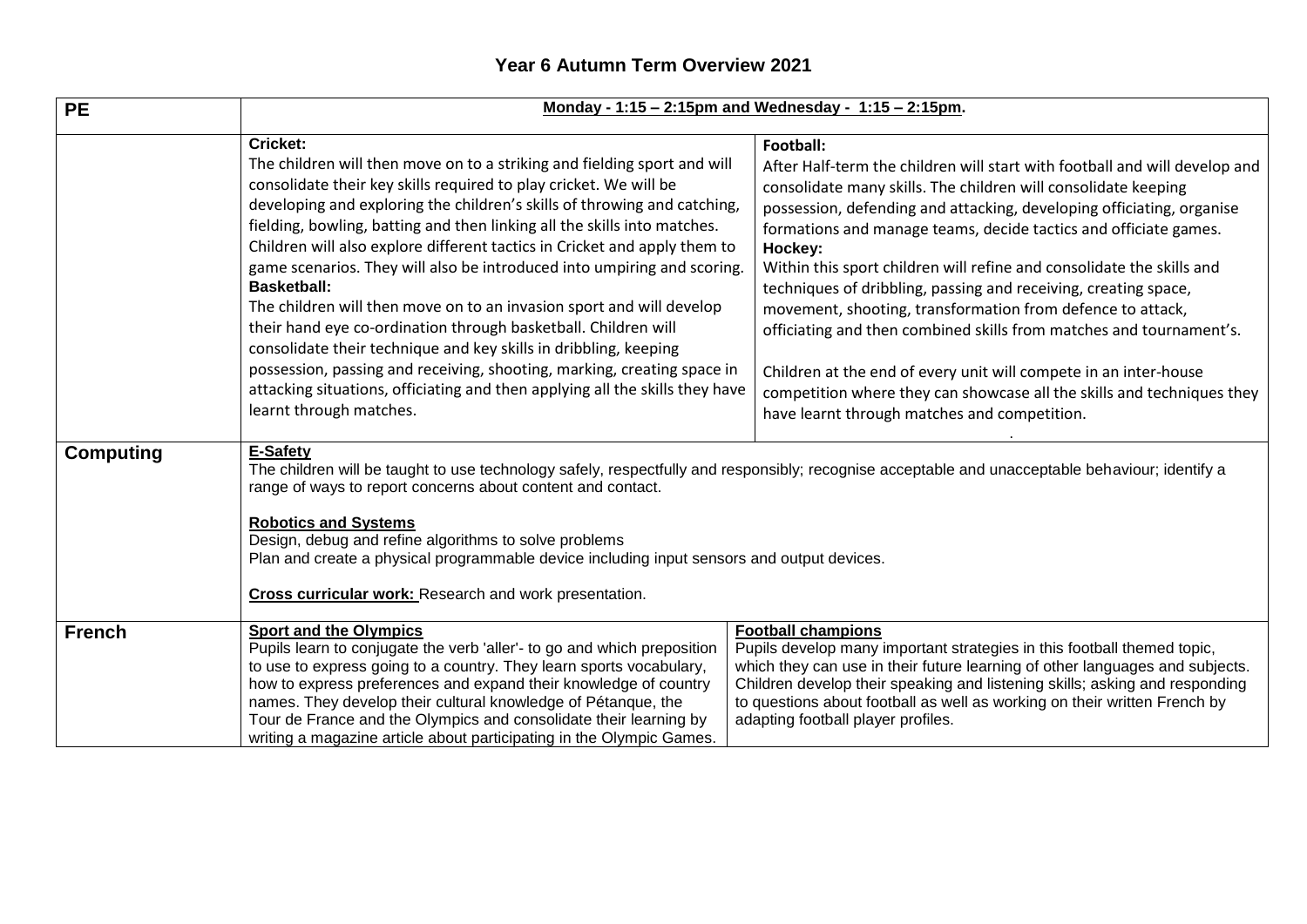# Year 6 Autumn Term Overview 2021

| | | |
|---|---|---|
| **PE** | **Monday - 1:15 – 2:15pm and Wednesday - 1:15 – 2:15pm.** | |
| | **Cricket:**<br>The children will then move on to a striking and fielding sport and will consolidate their key skills required to play cricket. We will be developing and exploring the children's skills of throwing and catching, fielding, bowling, batting and then linking all the skills into matches. Children will also explore different tactics in Cricket and apply them to game scenarios. They will also be introduced into umpiring and scoring.<br>**Basketball:**<br>The children will then move on to an invasion sport and will develop their hand eye co-ordination through basketball. Children will consolidate their technique and key skills in dribbling, keeping possession, passing and receiving, shooting, marking, creating space in attacking situations, officiating and then applying all the skills they have learnt through matches. | **Football:**<br>After Half-term the children will start with football and will develop and consolidate many skills. The children will consolidate keeping possession, defending and attacking, developing officiating, organise formations and manage teams, decide tactics and officiate games.<br>**Hockey:**<br>Within this sport children will refine and consolidate the skills and techniques of dribbling, passing and receiving, creating space, movement, shooting, transformation from defence to attack, officiating and then combined skills from matches and tournament's.<br><br>Children at the end of every unit will compete in an inter-house competition where they can showcase all the skills and techniques they have learnt through matches and competition. |
| **Computing** | **E-Safety**<br>The children will be taught to use technology safely, respectfully and responsibly; recognise acceptable and unacceptable behaviour; identify a range of ways to report concerns about content and contact.<br><br>**Robotics and Systems**<br>Design, debug and refine algorithms to solve problems<br>Plan and create a physical programmable device including input sensors and output devices.<br><br>**Cross curricular work:** Research and work presentation. | |
| **French** | **Sport and the Olympics**<br>Pupils learn to conjugate the verb 'aller'- to go and which preposition to use to express going to a country. They learn sports vocabulary, how to express preferences and expand their knowledge of country names. They develop their cultural knowledge of Pétanque, the Tour de France and the Olympics and consolidate their learning by writing a magazine article about participating in the Olympic Games. | **Football champions**<br>Pupils develop many important strategies in this football themed topic, which they can use in their future learning of other languages and subjects. Children develop their speaking and listening skills; asking and responding to questions about football as well as working on their written French by adapting football player profiles. |